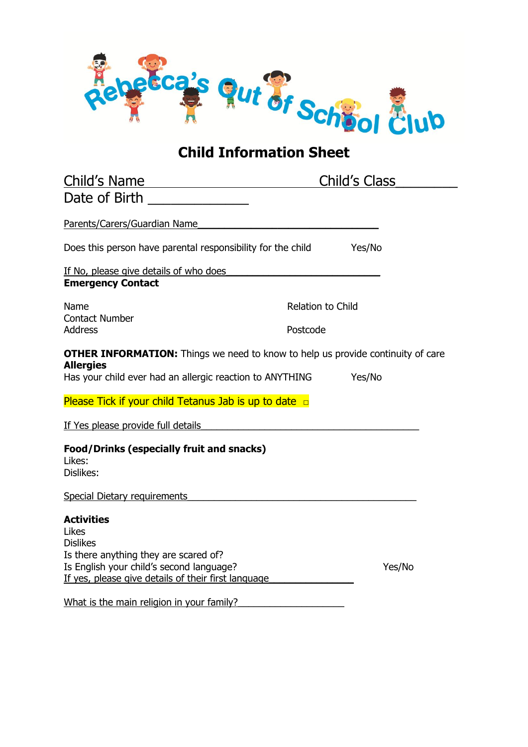Rebecca's Out of School Club

# Child Information Sheet

Child's Name ________________________________ Child's Class_________

Date of Birth _______________

Parents/Carers/Guardian Name_________________________________

Does this person have parental responsibility for the child Yes/No

If No, please give details of who does___________________________

**Emergency Contact**

Name Relation to Child

Contact Number

Address Postcode

**OTHER INFORMATION:** Things we need to know to help us provide continuity of care

**Allergies**

Has your child ever had an allergic reaction to ANYTHING Yes/No

Please Tick if your child Tetanus Jab is up to date ☐

If Yes please provide full details_____________________________________

**Food/Drinks (especially fruit and snacks)**

Likes:

Dislikes:

Special Dietary requirements________________________________________

**Activities**

Likes

Dislikes

Is there anything they are scared of?

Is English your child's second language? Yes/No

If yes, please give details of their first language_______________

What is the main religion in your family?___________________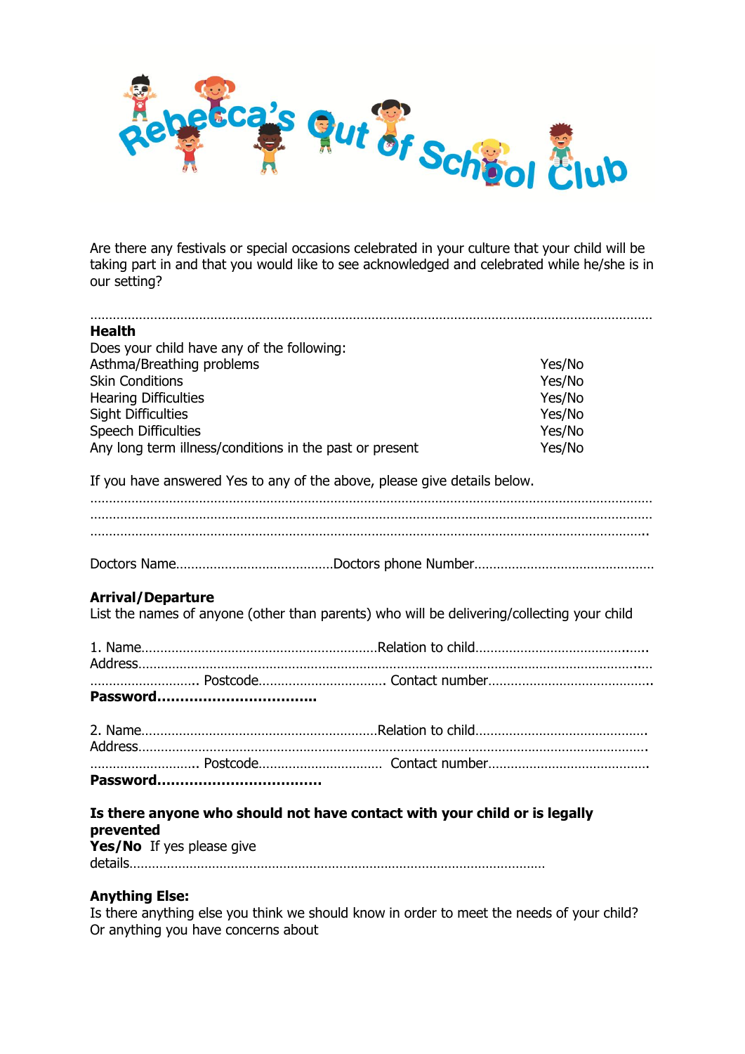# Rebecca's Out of School Club

Are there any festivals or special occasions celebrated in your culture that your child will be taking part in and that you would like to see acknowledged and celebrated while he/she is in our setting?

……………………………………………………………………………………………………………………………………

**Health**

Does your child have any of the following:

| | |
|---|---|
| Asthma/Breathing problems | Yes/No |
| Skin Conditions | Yes/No |
| Hearing Difficulties | Yes/No |
| Sight Difficulties | Yes/No |
| Speech Difficulties | Yes/No |
| Any long term illness/conditions in the past or present | Yes/No |

If you have answered Yes to any of the above, please give details below.

……………………………………………………………………………………………………………………………………
……………………………………………………………………………………………………………………………………
…………………………………………………………………………………………………………………………………..

Doctors Name……………………………………Doctors phone Number…………………………………………

**Arrival/Departure**

List the names of anyone (other than parents) who will be delivering/collecting your child

1. Name………………………………………………………Relation to child……………………………………..
Address……………………………………………………………………………………………………………….…
………………………. Postcode…………………………… Contact number……………………………………..
**Password……………………………..**

2. Name………………………………………………………Relation to child……………………………………….
Address………………………………………………………………………………………………………………….
………………………. Postcode…………………………… Contact number……………………………………
**Password……………………………….**

**Is there anyone who should not have contact with your child or is legally prevented**
**Yes/No** If yes please give details……………………………………………………………………………………………

**Anything Else:**

Is there anything else you think we should know in order to meet the needs of your child? Or anything you have concerns about